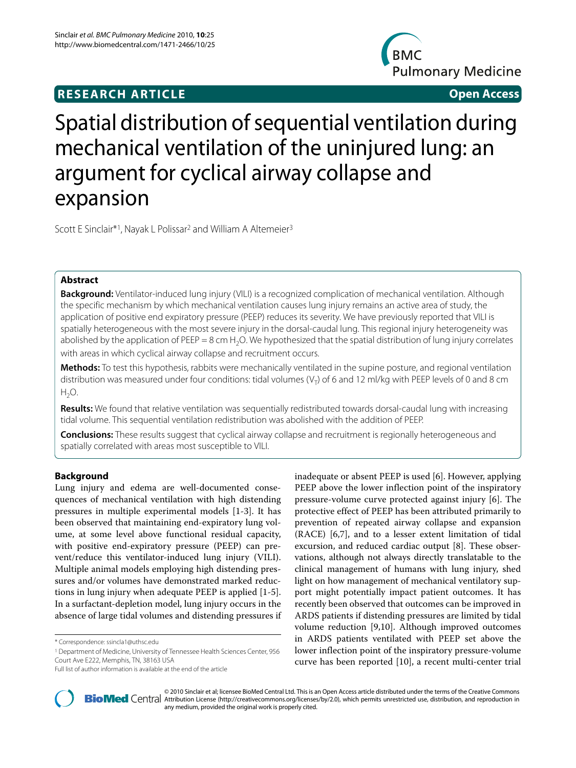RESEARCH ARTICLE

Open Access

# Spatial distribution of sequential ventilation during mechanical ventilation of the uninjured lung: an argument for cyclical airway collapse and expansion

Scott E Sinclair*[1], Nayak L Polissar[2] and William A Altemeier[3]

## Abstract

**Background:** Ventilator-induced lung injury (VILI) is a recognized complication of mechanical ventilation. Although the specific mechanism by which mechanical ventilation causes lung injury remains an active area of study, the application of positive end expiratory pressure (PEEP) reduces its severity. We have previously reported that VILI is spatially heterogeneous with the most severe injury in the dorsal-caudal lung. This regional injury heterogeneity was abolished by the application of PEEP = 8 cm $H_2O$. We hypothesized that the spatial distribution of lung injury correlates with areas in which cyclical airway collapse and recruitment occurs.

**Methods:** To test this hypothesis, rabbits were mechanically ventilated in the supine posture, and regional ventilation distribution was measured under four conditions: tidal volumes ($V_T$) of 6 and 12 ml/kg with PEEP levels of 0 and 8 cm $H_2O$.

**Results:** We found that relative ventilation was sequentially redistributed towards dorsal-caudal lung with increasing tidal volume. This sequential ventilation redistribution was abolished with the addition of PEEP.

**Conclusions:** These results suggest that cyclical airway collapse and recruitment is regionally heterogeneous and spatially correlated with areas most susceptible to VILI.

## Background

Lung injury and edema are well-documented consequences of mechanical ventilation with high distending pressures in multiple experimental models [1-3]. It has been observed that maintaining end-expiratory lung volume, at some level above functional residual capacity, with positive end-expiratory pressure (PEEP) can prevent/reduce this ventilator-induced lung injury (VILI). Multiple animal models employing high distending pressures and/or volumes have demonstrated marked reductions in lung injury when adequate PEEP is applied [1-5]. In a surfactant-depletion model, lung injury occurs in the absence of large tidal volumes and distending pressures if inadequate or absent PEEP is used [6]. However, applying PEEP above the lower inflection point of the inspiratory pressure-volume curve protected against injury [6]. The protective effect of PEEP has been attributed primarily to prevention of repeated airway collapse and expansion (RACE) [6,7], and to a lesser extent limitation of tidal excursion, and reduced cardiac output [8]. These observations, although not always directly translatable to the clinical management of humans with lung injury, shed light on how management of mechanical ventilatory support might potentially impact patient outcomes. It has recently been observed that outcomes can be improved in ARDS patients if distending pressures are limited by tidal volume reduction [9,10]. Although improved outcomes in ARDS patients ventilated with PEEP set above the lower inflection point of the inspiratory pressure-volume curve has been reported [10], a recent multi-center trial

\* Correspondence: ssincla1@uthsc.edu

[1] Department of Medicine, University of Tennessee Health Sciences Center, 956 Court Ave E222, Memphis, TN, 38163 USA

Full list of author information is available at the end of the article

© 2010 Sinclair et al; licensee BioMed Central Ltd. This is an Open Access article distributed under the terms of the Creative Commons Attribution License (http://creativecommons.org/licenses/by/2.0), which permits unrestricted use, distribution, and reproduction in any medium, provided the original work is properly cited.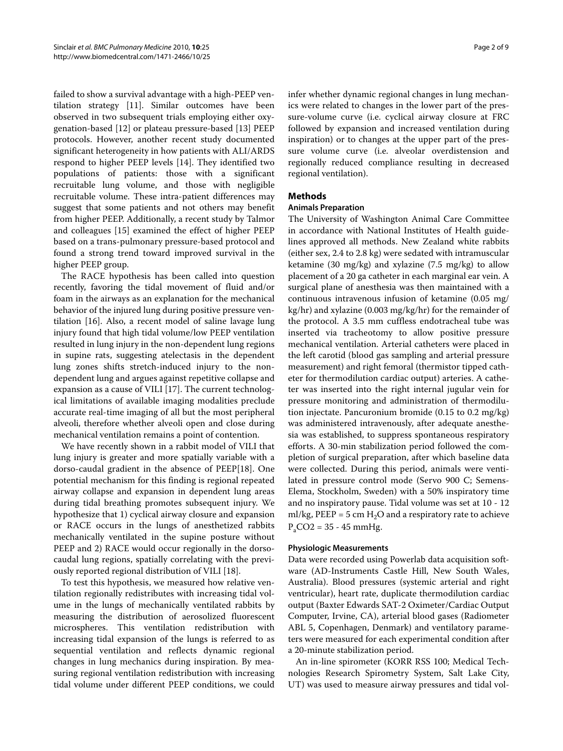failed to show a survival advantage with a high-PEEP ventilation strategy [11]. Similar outcomes have been observed in two subsequent trials employing either oxygenation-based [12] or plateau pressure-based [13] PEEP protocols. However, another recent study documented significant heterogeneity in how patients with ALI/ARDS respond to higher PEEP levels [14]. They identified two populations of patients: those with a significant recruitable lung volume, and those with negligible recruitable volume. These intra-patient differences may suggest that some patients and not others may benefit from higher PEEP. Additionally, a recent study by Talmor and colleagues [15] examined the effect of higher PEEP based on a trans-pulmonary pressure-based protocol and found a strong trend toward improved survival in the higher PEEP group.

The RACE hypothesis has been called into question recently, favoring the tidal movement of fluid and/or foam in the airways as an explanation for the mechanical behavior of the injured lung during positive pressure ventilation [16]. Also, a recent model of saline lavage lung injury found that high tidal volume/low PEEP ventilation resulted in lung injury in the non-dependent lung regions in supine rats, suggesting atelectasis in the dependent lung zones shifts stretch-induced injury to the non-dependent lung and argues against repetitive collapse and expansion as a cause of VILI [17]. The current technological limitations of available imaging modalities preclude accurate real-time imaging of all but the most peripheral alveoli, therefore whether alveoli open and close during mechanical ventilation remains a point of contention.

We have recently shown in a rabbit model of VILI that lung injury is greater and more spatially variable with a dorso-caudal gradient in the absence of PEEP[18]. One potential mechanism for this finding is regional repeated airway collapse and expansion in dependent lung areas during tidal breathing promotes subsequent injury. We hypothesize that 1) cyclical airway closure and expansion or RACE occurs in the lungs of anesthetized rabbits mechanically ventilated in the supine posture without PEEP and 2) RACE would occur regionally in the dorso-caudal lung regions, spatially correlating with the previously reported regional distribution of VILI [18].

To test this hypothesis, we measured how relative ventilation regionally redistributes with increasing tidal volume in the lungs of mechanically ventilated rabbits by measuring the distribution of aerosolized fluorescent microspheres. This ventilation redistribution with increasing tidal expansion of the lungs is referred to as sequential ventilation and reflects dynamic regional changes in lung mechanics during inspiration. By measuring regional ventilation redistribution with increasing tidal volume under different PEEP conditions, we could infer whether dynamic regional changes in lung mechanics were related to changes in the lower part of the pressure-volume curve (i.e. cyclical airway closure at FRC followed by expansion and increased ventilation during inspiration) or to changes at the upper part of the pressure volume curve (i.e. alveolar overdistension and regionally reduced compliance resulting in decreased regional ventilation).

## Methods

### Animals Preparation

The University of Washington Animal Care Committee in accordance with National Institutes of Health guidelines approved all methods. New Zealand white rabbits (either sex, 2.4 to 2.8 kg) were sedated with intramuscular ketamine (30 mg/kg) and xylazine (7.5 mg/kg) to allow placement of a 20 ga catheter in each marginal ear vein. A surgical plane of anesthesia was then maintained with a continuous intravenous infusion of ketamine (0.05 mg/kg/hr) and xylazine (0.003 mg/kg/hr) for the remainder of the protocol. A 3.5 mm cuffless endotracheal tube was inserted via tracheotomy to allow positive pressure mechanical ventilation. Arterial catheters were placed in the left carotid (blood gas sampling and arterial pressure measurement) and right femoral (thermistor tipped catheter for thermodilution cardiac output) arteries. A catheter was inserted into the right internal jugular vein for pressure monitoring and administration of thermodilution injectate. Pancuronium bromide (0.15 to 0.2 mg/kg) was administered intravenously, after adequate anesthesia was established, to suppress spontaneous respiratory efforts. A 30-min stabilization period followed the completion of surgical preparation, after which baseline data were collected. During this period, animals were ventilated in pressure control mode (Servo 900 C; Semens-Elema, Stockholm, Sweden) with a 50% inspiratory time and no inspiratory pause. Tidal volume was set at 10 - 12 ml/kg, PEEP = 5 cm $H_2O$ and a respiratory rate to achieve $P_aCO2$ = 35 - 45 mmHg.

### Physiologic Measurements

Data were recorded using Powerlab data acquisition software (AD-Instruments Castle Hill, New South Wales, Australia). Blood pressures (systemic arterial and right ventricular), heart rate, duplicate thermodilution cardiac output (Baxter Edwards SAT-2 Oximeter/Cardiac Output Computer, Irvine, CA), arterial blood gases (Radiometer ABL 5, Copenhagen, Denmark) and ventilatory parameters were measured for each experimental condition after a 20-minute stabilization period.

An in-line spirometer (KORR RSS 100; Medical Technologies Research Spirometry System, Salt Lake City, UT) was used to measure airway pressures and tidal vol-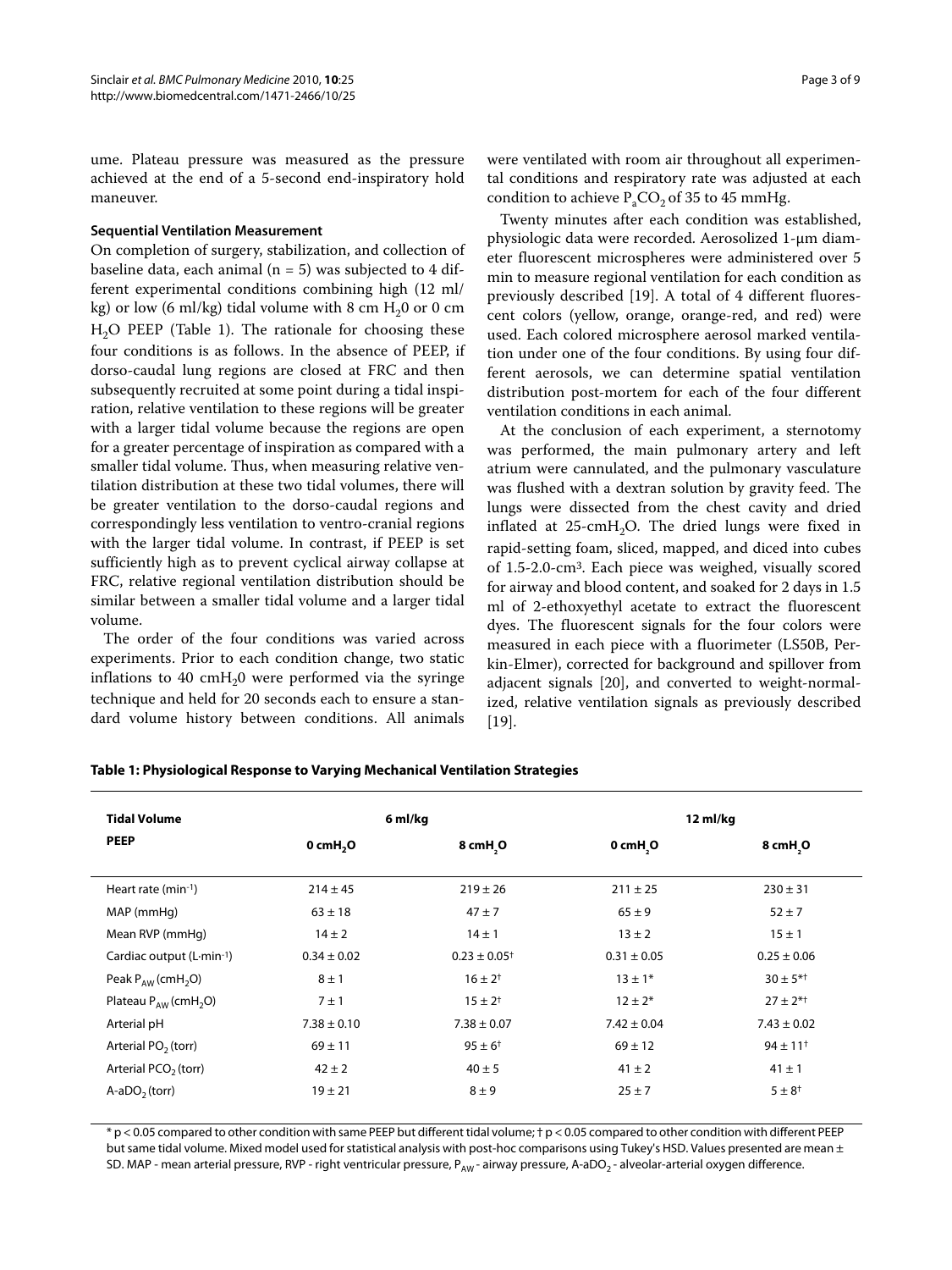ume. Plateau pressure was measured as the pressure achieved at the end of a 5-second end-inspiratory hold maneuver.

### Sequential Ventilation Measurement

On completion of surgery, stabilization, and collection of baseline data, each animal (n = 5) was subjected to 4 different experimental conditions combining high (12 ml/kg) or low (6 ml/kg) tidal volume with 8 cm $H_20$ or 0 cm $H_2O$ PEEP (Table 1). The rationale for choosing these four conditions is as follows. In the absence of PEEP, if dorso-caudal lung regions are closed at FRC and then subsequently recruited at some point during a tidal inspiration, relative ventilation to these regions will be greater with a larger tidal volume because the regions are open for a greater percentage of inspiration as compared with a smaller tidal volume. Thus, when measuring relative ventilation distribution at these two tidal volumes, there will be greater ventilation to the dorso-caudal regions and correspondingly less ventilation to ventro-cranial regions with the larger tidal volume. In contrast, if PEEP is set sufficiently high as to prevent cyclical airway collapse at FRC, relative regional ventilation distribution should be similar between a smaller tidal volume and a larger tidal volume.

The order of the four conditions was varied across experiments. Prior to each condition change, two static inflations to 40 $cmH_20$ were performed via the syringe technique and held for 20 seconds each to ensure a standard volume history between conditions. All animals were ventilated with room air throughout all experimental conditions and respiratory rate was adjusted at each condition to achieve $P_aCO_2$ of 35 to 45 mmHg.

Twenty minutes after each condition was established, physiologic data were recorded. Aerosolized 1-μm diameter fluorescent microspheres were administered over 5 min to measure regional ventilation for each condition as previously described [19]. A total of 4 different fluorescent colors (yellow, orange, orange-red, and red) were used. Each colored microsphere aerosol marked ventilation under one of the four conditions. By using four different aerosols, we can determine spatial ventilation distribution post-mortem for each of the four different ventilation conditions in each animal.

At the conclusion of each experiment, a sternotomy was performed, the main pulmonary artery and left atrium were cannulated, and the pulmonary vasculature was flushed with a dextran solution by gravity feed. The lungs were dissected from the chest cavity and dried inflated at 25-$cmH_2O$. The dried lungs were fixed in rapid-setting foam, sliced, mapped, and diced into cubes of 1.5-2.0-$cm^3$. Each piece was weighed, visually scored for airway and blood content, and soaked for 2 days in 1.5 ml of 2-ethoxyethyl acetate to extract the fluorescent dyes. The fluorescent signals for the four colors were measured in each piece with a fluorimeter (LS50B, Perkin-Elmer), corrected for background and spillover from adjacent signals [20], and converted to weight-normalized, relative ventilation signals as previously described [19].

**Table 1: Physiological Response to Varying Mechanical Ventilation Strategies**

| Tidal Volume | 6 ml/kg | | 12 ml/kg | |
|---|---|---|---|---|
| PEEP | 0 $cmH_2O$ | 8 $cmH_2O$ | 0 $cmH_2O$ | 8 $cmH_2O$ |
| Heart rate ($min^{-1}$) | 214 ± 45 | 219 ± 26 | 211 ± 25 | 230 ± 31 |
| MAP (mmHg) | 63 ± 18 | 47 ± 7 | 65 ± 9 | 52 ± 7 |
| Mean RVP (mmHg) | 14 ± 2 | 14 ± 1 | 13 ± 2 | 15 ± 1 |
| Cardiac output ($L \cdot min^{-1}$) | 0.34 ± 0.02 | 0.23 ± 0.05$^{\dagger}$ | 0.31 ± 0.05 | 0.25 ± 0.06 |
| Peak $P_{AW}$ ($cmH_2O$) | 8 ± 1 | 16 ± 2$^{\dagger}$ | 13 ± 1* | 30 ± 5*$^{\dagger}$ |
| Plateau $P_{AW}$ ($cmH_2O$) | 7 ± 1 | 15 ± 2$^{\dagger}$ | 12 ± 2* | 27 ± 2*$^{\dagger}$ |
| Arterial pH | 7.38 ± 0.10 | 7.38 ± 0.07 | 7.42 ± 0.04 | 7.43 ± 0.02 |
| Arterial $PO_2$ (torr) | 69 ± 11 | 95 ± 6$^{\dagger}$ | 69 ± 12 | 94 ± 11$^{\dagger}$ |
| Arterial $PCO_2$ (torr) | 42 ± 2 | 40 ± 5 | 41 ± 2 | 41 ± 1 |
| A-a$DO_2$ (torr) | 19 ± 21 | 8 ± 9 | 25 ± 7 | 5 ± 8$^{\dagger}$ |

* $p < 0.05$ compared to other condition with same PEEP but different tidal volume; † $p < 0.05$ compared to other condition with different PEEP but same tidal volume. Mixed model used for statistical analysis with post-hoc comparisons using Tukey's HSD. Values presented are mean ± SD. MAP - mean arterial pressure, RVP - right ventricular pressure, $P_{AW}$ - airway pressure, A-a$DO_2$ - alveolar-arterial oxygen difference.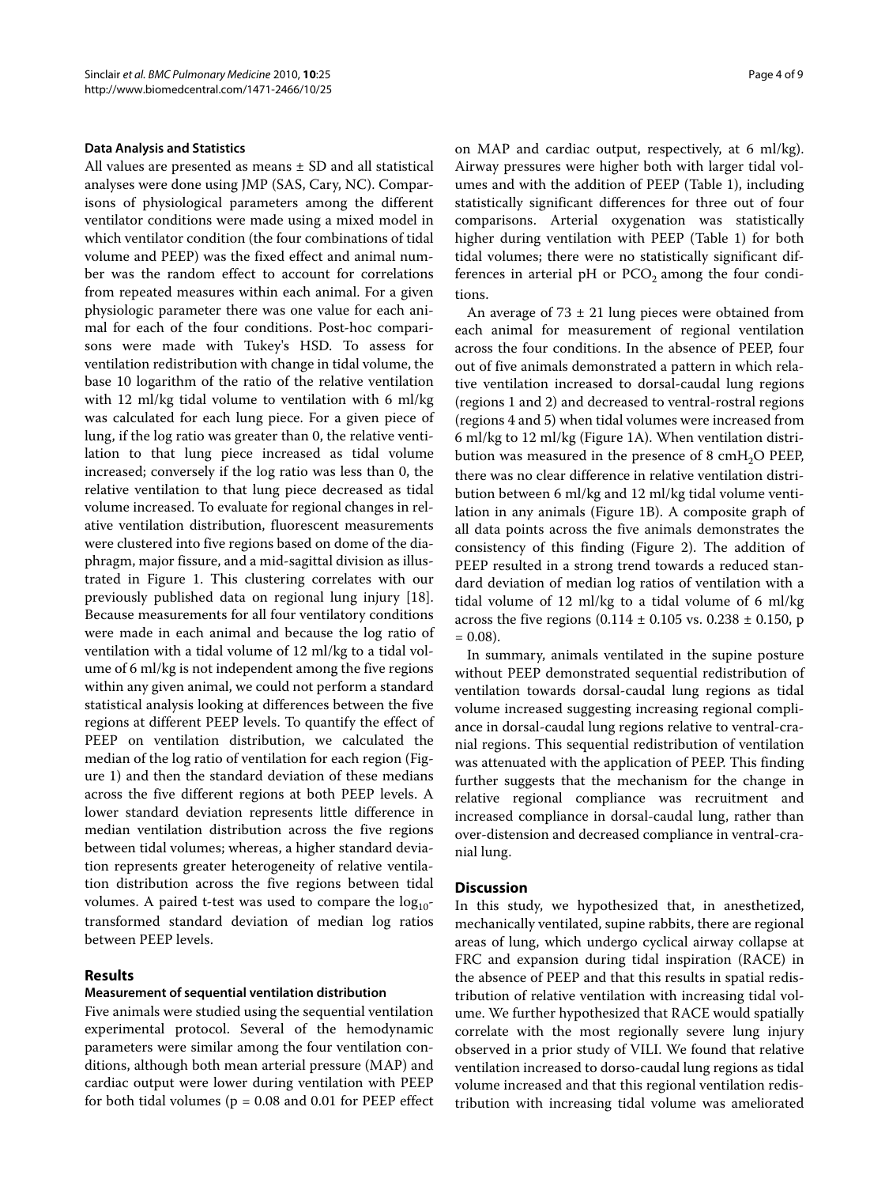**Data Analysis and Statistics**

All values are presented as means ± SD and all statistical analyses were done using JMP (SAS, Cary, NC). Comparisons of physiological parameters among the different ventilator conditions were made using a mixed model in which ventilator condition (the four combinations of tidal volume and PEEP) was the fixed effect and animal number was the random effect to account for correlations from repeated measures within each animal. For a given physiologic parameter there was one value for each animal for each of the four conditions. Post-hoc comparisons were made with Tukey's HSD. To assess for ventilation redistribution with change in tidal volume, the base 10 logarithm of the ratio of the relative ventilation with 12 ml/kg tidal volume to ventilation with 6 ml/kg was calculated for each lung piece. For a given piece of lung, if the log ratio was greater than 0, the relative ventilation to that lung piece increased as tidal volume increased; conversely if the log ratio was less than 0, the relative ventilation to that lung piece decreased as tidal volume increased. To evaluate for regional changes in relative ventilation distribution, fluorescent measurements were clustered into five regions based on dome of the diaphragm, major fissure, and a mid-sagittal division as illustrated in Figure 1. This clustering correlates with our previously published data on regional lung injury [18]. Because measurements for all four ventilatory conditions were made in each animal and because the log ratio of ventilation with a tidal volume of 12 ml/kg to a tidal volume of 6 ml/kg is not independent among the five regions within any given animal, we could not perform a standard statistical analysis looking at differences between the five regions at different PEEP levels. To quantify the effect of PEEP on ventilation distribution, we calculated the median of the log ratio of ventilation for each region (Figure 1) and then the standard deviation of these medians across the five different regions at both PEEP levels. A lower standard deviation represents little difference in median ventilation distribution across the five regions between tidal volumes; whereas, a higher standard deviation represents greater heterogeneity of relative ventilation distribution across the five regions between tidal volumes. A paired t-test was used to compare the $\log_{10}$-transformed standard deviation of median log ratios between PEEP levels.

## Results

### Measurement of sequential ventilation distribution

Five animals were studied using the sequential ventilation experimental protocol. Several of the hemodynamic parameters were similar among the four ventilation conditions, although both mean arterial pressure (MAP) and cardiac output were lower during ventilation with PEEP for both tidal volumes ($p = 0.08$ and $0.01$ for PEEP effect on MAP and cardiac output, respectively, at 6 ml/kg). Airway pressures were higher both with larger tidal volumes and with the addition of PEEP (Table 1), including statistically significant differences for three out of four comparisons. Arterial oxygenation was statistically higher during ventilation with PEEP (Table 1) for both tidal volumes; there were no statistically significant differences in arterial pH or $PCO_2$ among the four conditions.

An average of 73 ± 21 lung pieces were obtained from each animal for measurement of regional ventilation across the four conditions. In the absence of PEEP, four out of five animals demonstrated a pattern in which relative ventilation increased to dorsal-caudal lung regions (regions 1 and 2) and decreased to ventral-rostral regions (regions 4 and 5) when tidal volumes were increased from 6 ml/kg to 12 ml/kg (Figure 1A). When ventilation distribution was measured in the presence of 8 $cmH_2O$ PEEP, there was no clear difference in relative ventilation distribution between 6 ml/kg and 12 ml/kg tidal volume ventilation in any animals (Figure 1B). A composite graph of all data points across the five animals demonstrates the consistency of this finding (Figure 2). The addition of PEEP resulted in a strong trend towards a reduced standard deviation of median log ratios of ventilation with a tidal volume of 12 ml/kg to a tidal volume of 6 ml/kg across the five regions (0.114 ± 0.105 vs. 0.238 ± 0.150, $p = 0.08$).

In summary, animals ventilated in the supine posture without PEEP demonstrated sequential redistribution of ventilation towards dorsal-caudal lung regions as tidal volume increased suggesting increasing regional compliance in dorsal-caudal lung regions relative to ventral-cranial regions. This sequential redistribution of ventilation was attenuated with the application of PEEP. This finding further suggests that the mechanism for the change in relative regional compliance was recruitment and increased compliance in dorsal-caudal lung, rather than over-distension and decreased compliance in ventral-cranial lung.

## Discussion

In this study, we hypothesized that, in anesthetized, mechanically ventilated, supine rabbits, there are regional areas of lung, which undergo cyclical airway collapse at FRC and expansion during tidal inspiration (RACE) in the absence of PEEP and that this results in spatial redistribution of relative ventilation with increasing tidal volume. We further hypothesized that RACE would spatially correlate with the most regionally severe lung injury observed in a prior study of VILI. We found that relative ventilation increased to dorso-caudal lung regions as tidal volume increased and that this regional ventilation redistribution with increasing tidal volume was ameliorated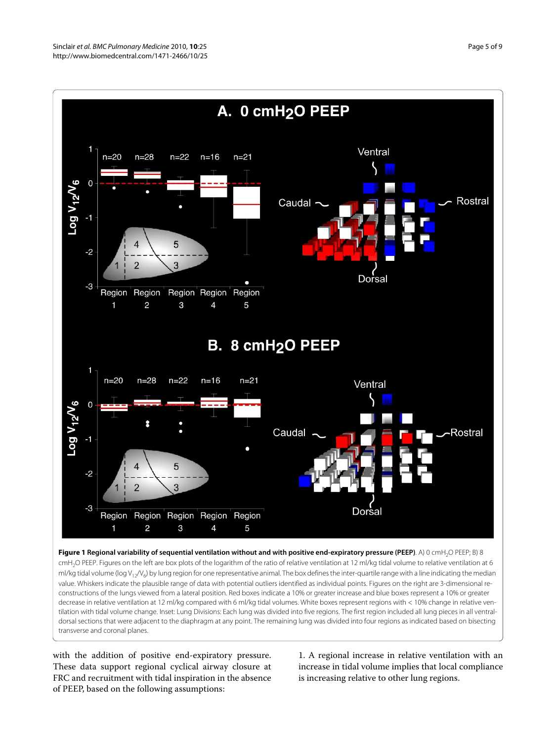**Figure 1 Regional variability of sequential ventilation without and with positive end-expiratory pressure (PEEP)**. A) 0 $cmH_2O$ PEEP; B) 8 $cmH_2O$ PEEP. Figures on the left are box plots of the logarithm of the ratio of relative ventilation at 12 ml/kg tidal volume to relative ventilation at 6 ml/kg tidal volume ($\log V_{12}/V_6$) by lung region for one representative animal. The box defines the inter-quartile range with a line indicating the median value. Whiskers indicate the plausible range of data with potential outliers identified as individual points. Figures on the right are 3-dimensional reconstructions of the lungs viewed from a lateral position. Red boxes indicate a 10% or greater increase and blue boxes represent a 10% or greater decrease in relative ventilation at 12 ml/kg compared with 6 ml/kg tidal volumes. White boxes represent regions with < 10% change in relative ventilation with tidal volume change. Inset: Lung Divisions: Each lung was divided into five regions. The first region included all lung pieces in all ventral-dorsal sections that were adjacent to the diaphragm at any point. The remaining lung was divided into four regions as indicated based on bisecting transverse and coronal planes.

with the addition of positive end-expiratory pressure. These data support regional cyclical airway closure at FRC and recruitment with tidal inspiration in the absence of PEEP, based on the following assumptions:

1. A regional increase in relative ventilation with an increase in tidal volume implies that local compliance is increasing relative to other lung regions.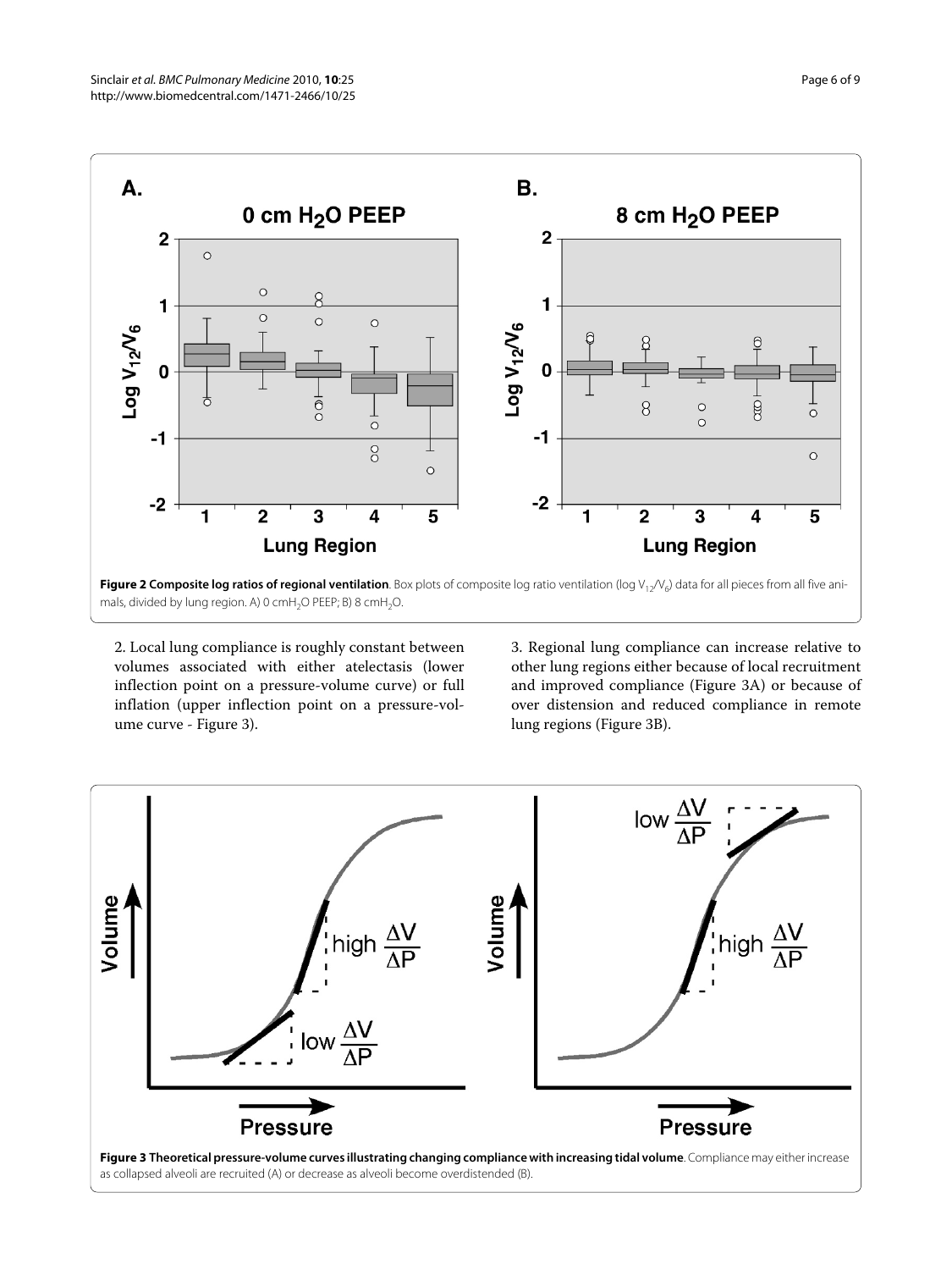**Figure 2 Composite log ratios of regional ventilation**. Box plots of composite log ratio ventilation (log $V_{12}/V_6$) data for all pieces from all five animals, divided by lung region. A) 0 $cmH_2O$ PEEP; B) 8 $cmH_2O$.

2. Local lung compliance is roughly constant between volumes associated with either atelectasis (lower inflection point on a pressure-volume curve) or full inflation (upper inflection point on a pressure-volume curve - Figure 3).

3. Regional lung compliance can increase relative to other lung regions either because of local recruitment and improved compliance (Figure 3A) or because of over distension and reduced compliance in remote lung regions (Figure 3B).

**Figure 3 Theoretical pressure-volume curves illustrating changing compliance with increasing tidal volume**. Compliance may either increase as collapsed alveoli are recruited (A) or decrease as alveoli become overdistended (B).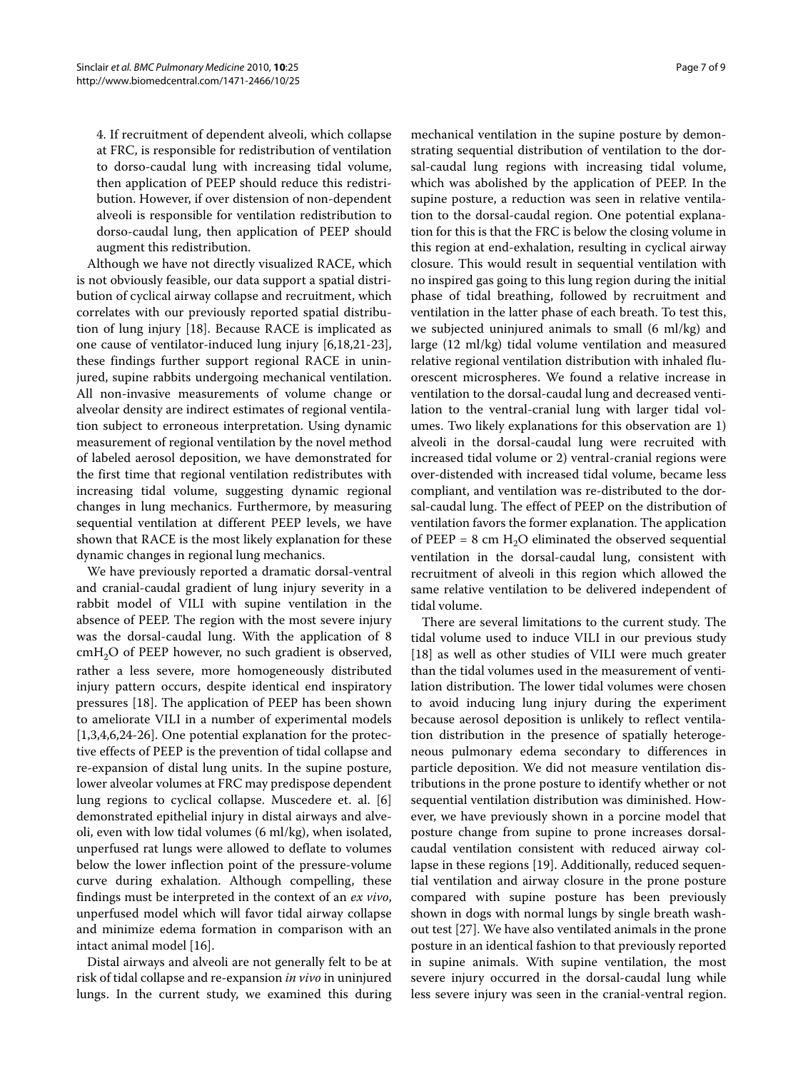4. If recruitment of dependent alveoli, which collapse at FRC, is responsible for redistribution of ventilation to dorso-caudal lung with increasing tidal volume, then application of PEEP should reduce this redistribution. However, if over distension of non-dependent alveoli is responsible for ventilation redistribution to dorso-caudal lung, then application of PEEP should augment this redistribution.

Although we have not directly visualized RACE, which is not obviously feasible, our data support a spatial distribution of cyclical airway collapse and recruitment, which correlates with our previously reported spatial distribution of lung injury [18]. Because RACE is implicated as one cause of ventilator-induced lung injury [6,18,21-23], these findings further support regional RACE in uninjured, supine rabbits undergoing mechanical ventilation. All non-invasive measurements of volume change or alveolar density are indirect estimates of regional ventilation subject to erroneous interpretation. Using dynamic measurement of regional ventilation by the novel method of labeled aerosol deposition, we have demonstrated for the first time that regional ventilation redistributes with increasing tidal volume, suggesting dynamic regional changes in lung mechanics. Furthermore, by measuring sequential ventilation at different PEEP levels, we have shown that RACE is the most likely explanation for these dynamic changes in regional lung mechanics.

We have previously reported a dramatic dorsal-ventral and cranial-caudal gradient of lung injury severity in a rabbit model of VILI with supine ventilation in the absence of PEEP. The region with the most severe injury was the dorsal-caudal lung. With the application of 8 $cmH_2O$ of PEEP however, no such gradient is observed, rather a less severe, more homogeneously distributed injury pattern occurs, despite identical end inspiratory pressures [18]. The application of PEEP has been shown to ameliorate VILI in a number of experimental models [1,3,4,6,24-26]. One potential explanation for the protective effects of PEEP is the prevention of tidal collapse and re-expansion of distal lung units. In the supine posture, lower alveolar volumes at FRC may predispose dependent lung regions to cyclical collapse. Muscedere et. al. [6] demonstrated epithelial injury in distal airways and alveoli, even with low tidal volumes (6 ml/kg), when isolated, unperfused rat lungs were allowed to deflate to volumes below the lower inflection point of the pressure-volume curve during exhalation. Although compelling, these findings must be interpreted in the context of an *ex vivo*, unperfused model which will favor tidal airway collapse and minimize edema formation in comparison with an intact animal model [16].

Distal airways and alveoli are not generally felt to be at risk of tidal collapse and re-expansion *in vivo* in uninjured lungs. In the current study, we examined this during mechanical ventilation in the supine posture by demonstrating sequential distribution of ventilation to the dorsal-caudal lung regions with increasing tidal volume, which was abolished by the application of PEEP. In the supine posture, a reduction was seen in relative ventilation to the dorsal-caudal region. One potential explanation for this is that the FRC is below the closing volume in this region at end-exhalation, resulting in cyclical airway closure. This would result in sequential ventilation with no inspired gas going to this lung region during the initial phase of tidal breathing, followed by recruitment and ventilation in the latter phase of each breath. To test this, we subjected uninjured animals to small (6 ml/kg) and large (12 ml/kg) tidal volume ventilation and measured relative regional ventilation distribution with inhaled fluorescent microspheres. We found a relative increase in ventilation to the dorsal-caudal lung and decreased ventilation to the ventral-cranial lung with larger tidal volumes. Two likely explanations for this observation are 1) alveoli in the dorsal-caudal lung were recruited with increased tidal volume or 2) ventral-cranial regions were over-distended with increased tidal volume, became less compliant, and ventilation was re-distributed to the dorsal-caudal lung. The effect of PEEP on the distribution of ventilation favors the former explanation. The application of PEEP = 8 cm $H_2O$ eliminated the observed sequential ventilation in the dorsal-caudal lung, consistent with recruitment of alveoli in this region which allowed the same relative ventilation to be delivered independent of tidal volume.

There are several limitations to the current study. The tidal volume used to induce VILI in our previous study [18] as well as other studies of VILI were much greater than the tidal volumes used in the measurement of ventilation distribution. The lower tidal volumes were chosen to avoid inducing lung injury during the experiment because aerosol deposition is unlikely to reflect ventilation distribution in the presence of spatially heterogeneous pulmonary edema secondary to differences in particle deposition. We did not measure ventilation distributions in the prone posture to identify whether or not sequential ventilation distribution was diminished. However, we have previously shown in a porcine model that posture change from supine to prone increases dorsal-caudal ventilation consistent with reduced airway collapse in these regions [19]. Additionally, reduced sequential ventilation and airway closure in the prone posture compared with supine posture has been previously shown in dogs with normal lungs by single breath washout test [27]. We have also ventilated animals in the prone posture in an identical fashion to that previously reported in supine animals. With supine ventilation, the most severe injury occurred in the dorsal-caudal lung while less severe injury was seen in the cranial-ventral region.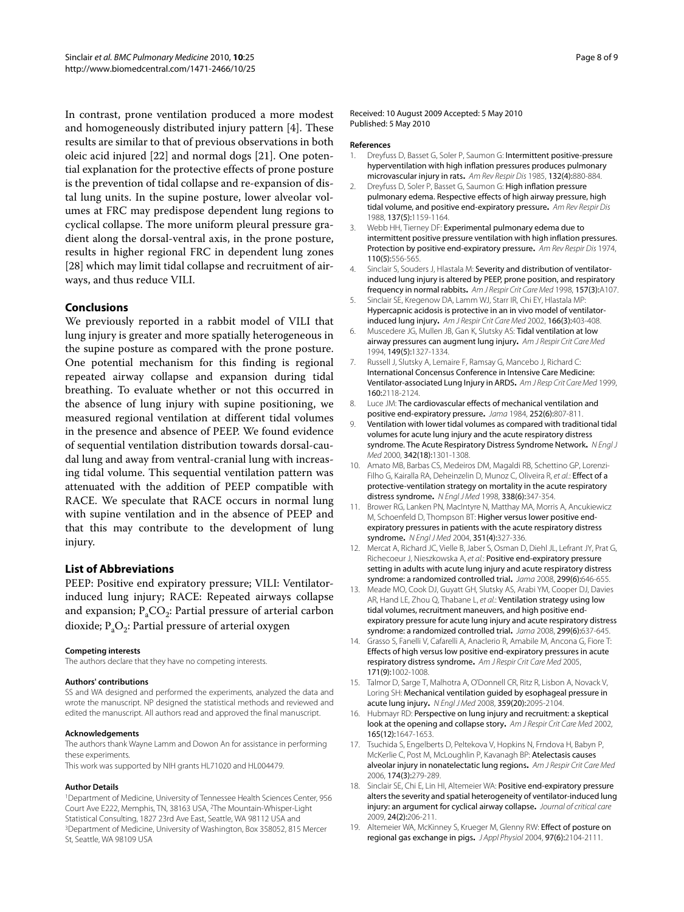In contrast, prone ventilation produced a more modest and homogeneously distributed injury pattern [4]. These results are similar to that of previous observations in both oleic acid injured [22] and normal dogs [21]. One potential explanation for the protective effects of prone posture is the prevention of tidal collapse and re-expansion of distal lung units. In the supine posture, lower alveolar volumes at FRC may predispose dependent lung regions to cyclical collapse. The more uniform pleural pressure gradient along the dorsal-ventral axis, in the prone posture, results in higher regional FRC in dependent lung zones [28] which may limit tidal collapse and recruitment of airways, and thus reduce VILI.

## Conclusions

We previously reported in a rabbit model of VILI that lung injury is greater and more spatially heterogeneous in the supine posture as compared with the prone posture. One potential mechanism for this finding is regional repeated airway collapse and expansion during tidal breathing. To evaluate whether or not this occurred in the absence of lung injury with supine positioning, we measured regional ventilation at different tidal volumes in the presence and absence of PEEP. We found evidence of sequential ventilation distribution towards dorsal-caudal lung and away from ventral-cranial lung with increasing tidal volume. This sequential ventilation pattern was attenuated with the addition of PEEP compatible with RACE. We speculate that RACE occurs in normal lung with supine ventilation and in the absence of PEEP and that this may contribute to the development of lung injury.

## List of Abbreviations

PEEP: Positive end expiratory pressure; VILI: Ventilator-induced lung injury; RACE: Repeated airways collapse and expansion; $P_aCO_2$: Partial pressure of arterial carbon dioxide; $P_aO_2$: Partial pressure of arterial oxygen

### Competing interests

The authors declare that they have no competing interests.

### Authors' contributions

SS and WA designed and performed the experiments, analyzed the data and wrote the manuscript. NP designed the statistical methods and reviewed and edited the manuscript. All authors read and approved the final manuscript.

### Acknowledgements

The authors thank Wayne Lamm and Dowon An for assistance in performing these experiments.

This work was supported by NIH grants HL71020 and HL004479.

### Author Details

[1]Department of Medicine, University of Tennessee Health Sciences Center, 956 Court Ave E222, Memphis, TN, 38163 USA, [2]The Mountain-Whisper-Light Statistical Consulting, 1827 23rd Ave East, Seattle, WA 98112 USA and [3]Department of Medicine, University of Washington, Box 358052, 815 Mercer St, Seattle, WA 98109 USA

Received: 10 August 2009 Accepted: 5 May 2010
Published: 5 May 2010

### References

1. Dreyfuss D, Basset G, Soler P, Saumon G: **Intermittent positive-pressure hyperventilation with high inflation pressures produces pulmonary microvascular injury in rats.** *Am Rev Respir Dis* 1985, **132(4):**880-884.
2. Dreyfuss D, Soler P, Basset G, Saumon G: **High inflation pressure pulmonary edema. Respective effects of high airway pressure, high tidal volume, and positive end-expiratory pressure.** *Am Rev Respir Dis* 1988, **137(5):**1159-1164.
3. Webb HH, Tierney DF: **Experimental pulmonary edema due to intermittent positive pressure ventilation with high inflation pressures. Protection by positive end-expiratory pressure.** *Am Rev Respir Dis* 1974, **110(5):**556-565.
4. Sinclair S, Souders J, Hlastala M: **Severity and distribution of ventilator-induced lung injury is altered by PEEP, prone position, and respiratory frequency in normal rabbits.** *Am J Respir Crit Care Med* 1998, **157(3):**A107.
5. Sinclair SE, Kregenow DA, Lamm WJ, Starr IR, Chi EY, Hlastala MP: **Hypercapnic acidosis is protective in an in vivo model of ventilator-induced lung injury.** *Am J Respir Crit Care Med* 2002, **166(3):**403-408.
6. Muscedere JG, Mullen JB, Gan K, Slutsky AS: **Tidal ventilation at low airway pressures can augment lung injury.** *Am J Respir Crit Care Med* 1994, **149(5):**1327-1334.
7. Russell J, Slutsky A, Lemaire F, Ramsay G, Mancebo J, Richard C: **International Concensus Conference in Intensive Care Medicine: Ventilator-associated Lung Injury in ARDS.** *Am J Resp Crit Care Med* 1999, **160:**2118-2124.
8. Luce JM: **The cardiovascular effects of mechanical ventilation and positive end-expiratory pressure.** *Jama* 1984, **252(6):**807-811.
9. **Ventilation with lower tidal volumes as compared with traditional tidal volumes for acute lung injury and the acute respiratory distress syndrome. The Acute Respiratory Distress Syndrome Network.** *N Engl J Med* 2000, **342(18):**1301-1308.
10. Amato MB, Barbas CS, Medeiros DM, Magaldi RB, Schettino GP, Lorenzi-Filho G, Kairalla RA, Deheinzelin D, Munoz C, Oliveira R, *et al.*: **Effect of a protective-ventilation strategy on mortality in the acute respiratory distress syndrome.** *N Engl J Med* 1998, **338(6):**347-354.
11. Brower RG, Lanken PN, MacIntyre N, Matthay MA, Morris A, Ancukiewicz M, Schoenfeld D, Thompson BT: **Higher versus lower positive end-expiratory pressures in patients with the acute respiratory distress syndrome.** *N Engl J Med* 2004, **351(4):**327-336.
12. Mercat A, Richard JC, Vielle B, Jaber S, Osman D, Diehl JL, Lefrant JY, Prat G, Richecoeur J, Nieszkowska A, *et al.*: **Positive end-expiratory pressure setting in adults with acute lung injury and acute respiratory distress syndrome: a randomized controlled trial.** *Jama* 2008, **299(6):**646-655.
13. Meade MO, Cook DJ, Guyatt GH, Slutsky AS, Arabi YM, Cooper DJ, Davies AR, Hand LE, Zhou Q, Thabane L, *et al.*: **Ventilation strategy using low tidal volumes, recruitment maneuvers, and high positive end-expiratory pressure for acute lung injury and acute respiratory distress syndrome: a randomized controlled trial.** *Jama* 2008, **299(6):**637-645.
14. Grasso S, Fanelli V, Cafarelli A, Anaclerio R, Amabile M, Ancona G, Fiore T: **Effects of high versus low positive end-expiratory pressures in acute respiratory distress syndrome.** *Am J Respir Crit Care Med* 2005, **171(9):**1002-1008.
15. Talmor D, Sarge T, Malhotra A, O'Donnell CR, Ritz R, Lisbon A, Novack V, Loring SH: **Mechanical ventilation guided by esophageal pressure in acute lung injury.** *N Engl J Med* 2008, **359(20):**2095-2104.
16. Hubmayr RD: **Perspective on lung injury and recruitment: a skeptical look at the opening and collapse story.** *Am J Respir Crit Care Med* 2002, **165(12):**1647-1653.
17. Tsuchida S, Engelberts D, Peltekova V, Hopkins N, Frndova H, Babyn P, McKerlie C, Post M, McLoughlin P, Kavanagh BP: **Atelectasis causes alveolar injury in nonatelectatic lung regions.** *Am J Respir Crit Care Med* 2006, **174(3):**279-289.
18. Sinclair SE, Chi E, Lin HI, Altemeier WA: **Positive end-expiratory pressure alters the severity and spatial heterogeneity of ventilator-induced lung injury: an argument for cyclical airway collapse.** *Journal of critical care* 2009, **24(2):**206-211.
19. Altemeier WA, McKinney S, Krueger M, Glenny RW: **Effect of posture on regional gas exchange in pigs.** *J Appl Physiol* 2004, **97(6):**2104-2111.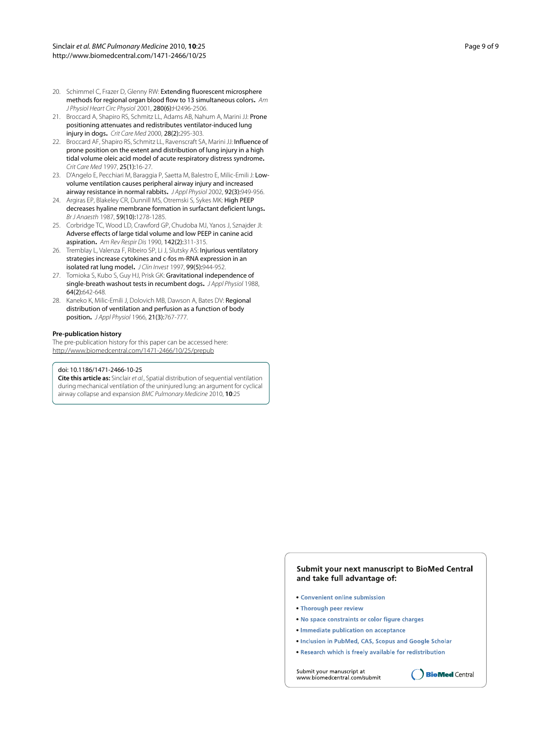20. Schimmel C, Frazer D, Glenny RW: **Extending fluorescent microsphere methods for regional organ blood flow to 13 simultaneous colors.** *Am J Physiol Heart Circ Physiol* 2001, **280(6)**:H2496-2506.
21. Broccard A, Shapiro RS, Schmitz LL, Adams AB, Nahum A, Marini JJ: **Prone positioning attenuates and redistributes ventilator-induced lung injury in dogs.** *Crit Care Med* 2000, **28(2)**:295-303.
22. Broccard AF, Shapiro RS, Schmitz LL, Ravenscraft SA, Marini JJ: **Influence of prone position on the extent and distribution of lung injury in a high tidal volume oleic acid model of acute respiratory distress syndrome.** *Crit Care Med* 1997, **25(1)**:16-27.
23. D'Angelo E, Pecchiari M, Baraggia P, Saetta M, Balestro E, Milic-Emili J: **Low-volume ventilation causes peripheral airway injury and increased airway resistance in normal rabbits.** *J Appl Physiol* 2002, **92(3)**:949-956.
24. Argiras EP, Blakeley CR, Dunnill MS, Otremski S, Sykes MK: **High PEEP decreases hyaline membrane formation in surfactant deficient lungs.** *Br J Anaesth* 1987, **59(10)**:1278-1285.
25. Corbridge TC, Wood LD, Crawford GP, Chudoba MJ, Yanos J, Sznajder JI: **Adverse effects of large tidal volume and low PEEP in canine acid aspiration.** *Am Rev Respir Dis* 1990, **142(2)**:311-315.
26. Tremblay L, Valenza F, Ribeiro SP, Li J, Slutsky AS: **Injurious ventilatory strategies increase cytokines and c-fos m-RNA expression in an isolated rat lung model.** *J Clin Invest* 1997, **99(5)**:944-952.
27. Tomioka S, Kubo S, Guy HJ, Prisk GK: **Gravitational independence of single-breath washout tests in recumbent dogs.** *J Appl Physiol* 1988, **64(2)**:642-648.
28. Kaneko K, Milic-Emili J, Dolovich MB, Dawson A, Bates DV: **Regional distribution of ventilation and perfusion as a function of body position.** *J Appl Physiol* 1966, **21(3)**:767-777.

### Pre-publication history

The pre-publication history for this paper can be accessed here:
http://www.biomedcentral.com/1471-2466/10/25/prepub

doi: 10.1186/1471-2466-10-25

**Cite this article as:** Sinclair *et al.*, Spatial distribution of sequential ventilation during mechanical ventilation of the uninjured lung: an argument for cyclical airway collapse and expansion *BMC Pulmonary Medicine* 2010, **10**:25

**Submit your next manuscript to BioMed Central and take full advantage of:**

- Convenient online submission
- Thorough peer review
- No space constraints or color figure charges
- Immediate publication on acceptance
- Inclusion in PubMed, CAS, Scopus and Google Scholar
- Research which is freely available for redistribution

Submit your manuscript at
www.biomedcentral.com/submit

BioMed Central